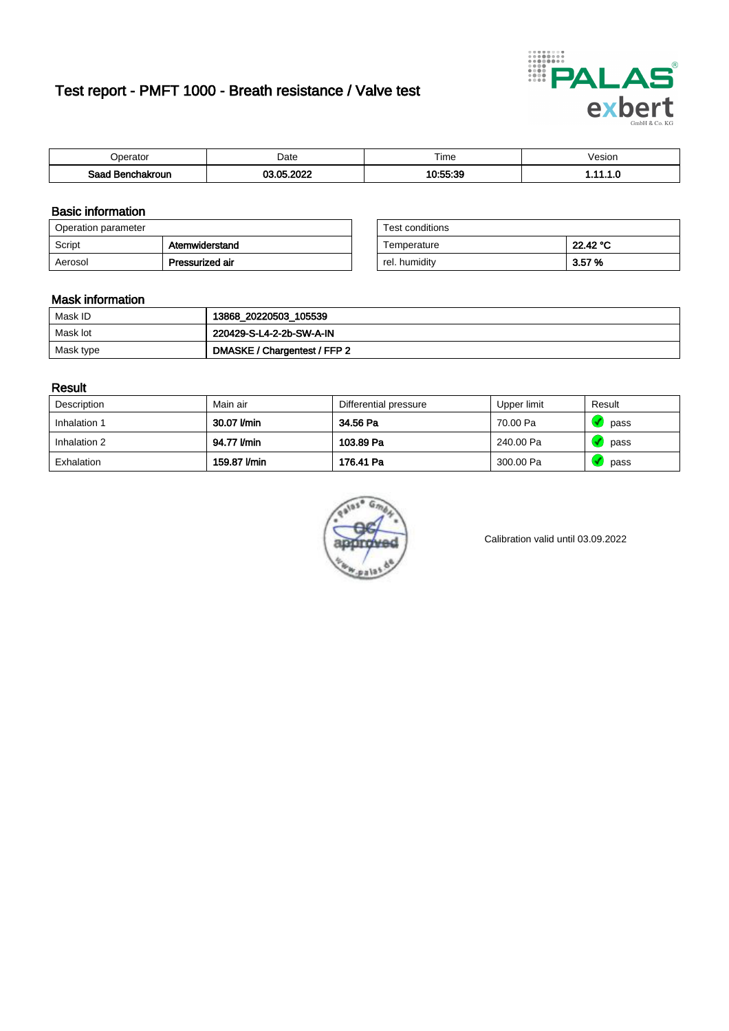# Test report - PMFT 1000 - Breath resistance / Valve test

| Operator | Date | Time | Vesion |
|---|---|---|---|
| **Saad Benchakroun** | **03.05.2022** | **10:55:39** | **1.11.1.0** |

## Basic information

| Operation parameter | |
|---|---|
| Script | **Atemwiderstand** |
| Aerosol | **Pressurized air** |

| Test conditions | |
|---|---|
| Temperature | **22.42 °C** |
| rel. humidity | **3.57 %** |

## Mask information

| | |
|---|---|
| Mask ID | **13868_20220503_105539** |
| Mask lot | **220429-S-L4-2-2b-SW-A-IN** |
| Mask type | **DMASKE / Chargentest / FFP 2** |

## Result

| Description | Main air | Differential pressure | Upper limit | Result |
|---|---|---|---|---|
| Inhalation 1 | **30.07 l/min** | **34.56 Pa** | 70.00 Pa | pass |
| Inhalation 2 | **94.77 l/min** | **103.89 Pa** | 240.00 Pa | pass |
| Exhalation | **159.87 l/min** | **176.41 Pa** | 300.00 Pa | pass |

Calibration valid until 03.09.2022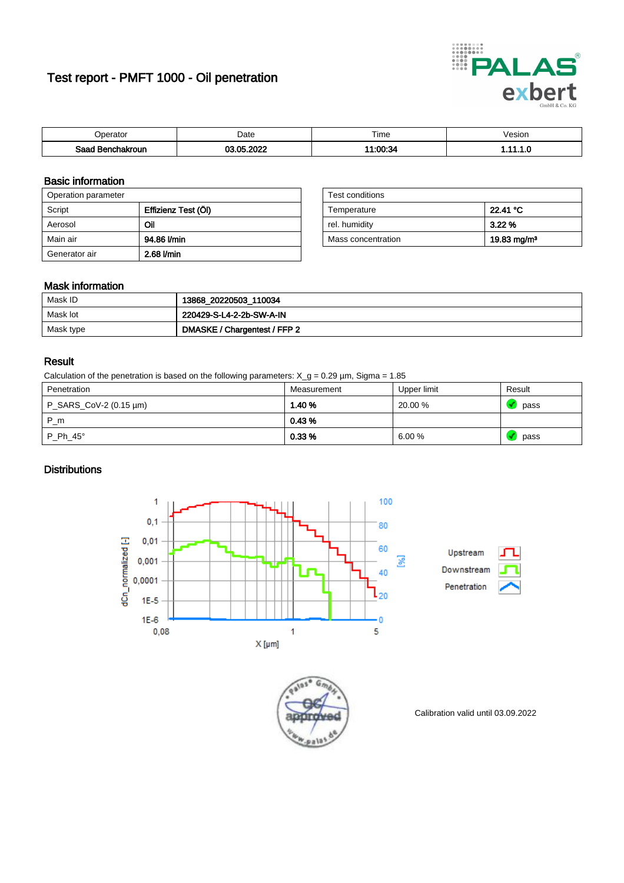# Test report - PMFT 1000 - Oil penetration

| Operator | Date | Time | Vesion |
|---|---|---|---|
| Saad Benchakroun | 03.05.2022 | 11:00:34 | 1.11.1.0 |

## Basic information

| Operation parameter | |
|---|---|
| Script | Effizienz Test (Öl) |
| Aerosol | Oil |
| Main air | 94.86 l/min |
| Generator air | 2.68 l/min |

| Test conditions | |
|---|---|
| Temperature | 22.41 °C |
| rel. humidity | 3.22 % |
| Mass concentration | 19.83 mg/m³ |

## Mask information

| | |
|---|---|
| Mask ID | 13868_20220503_110034 |
| Mask lot | 220429-S-L4-2-2b-SW-A-IN |
| Mask type | DMASKE / Chargentest / FFP 2 |

## Result

Calculation of the penetration is based on the following parameters: X_g = 0.29 µm, Sigma = 1.85

| Penetration | Measurement | Upper limit | Result |
|---|---|---|---|
| P_SARS_CoV-2 (0.15 µm) | 1.40 % | 20.00 % | pass |
| P_m | 0.43 % | | |
| P_Ph_45° | 0.33 % | 6.00 % | pass |

## Distributions

dCn_normalized [-]
1
0,1
0,01
0,001
0,0001
1E-5
1E-6
0,08
1
5
X [µm]
[%]
100
80
60
40
20
0
Upstream
Downstream
Penetration

Calibration valid until 03.09.2022